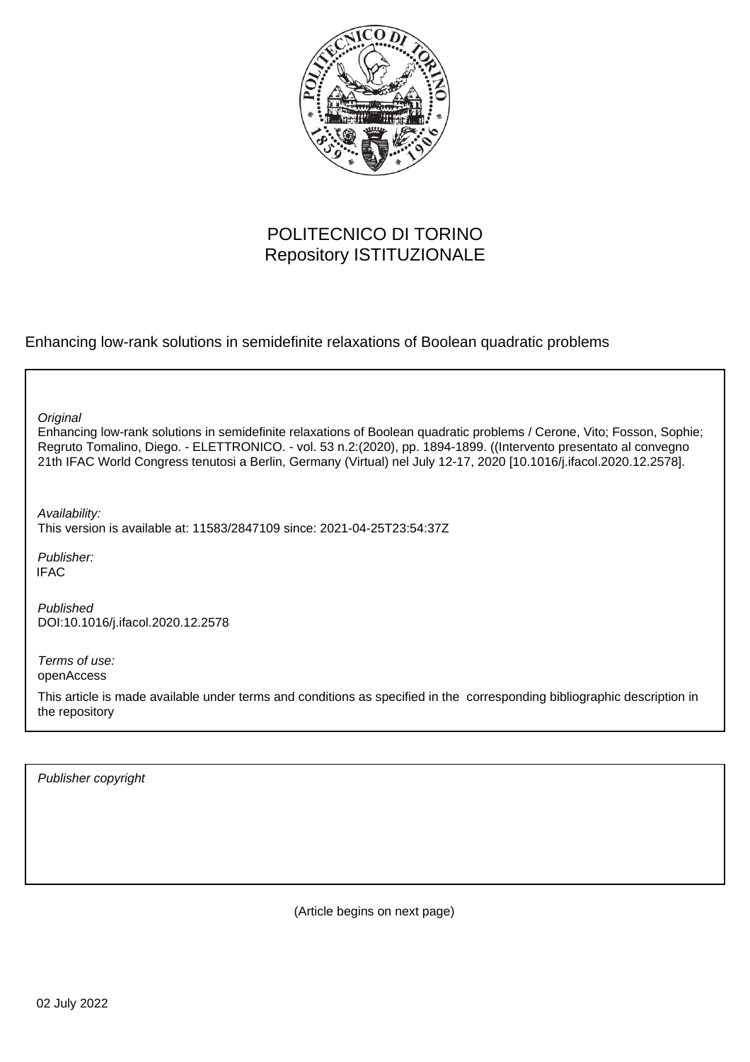POLITECNICO DI TORINO
Repository ISTITUZIONALE

Enhancing low-rank solutions in semidefinite relaxations of Boolean quadratic problems

*Original*
Enhancing low-rank solutions in semidefinite relaxations of Boolean quadratic problems / Cerone, Vito; Fosson, Sophie; Regruto Tomalino, Diego. - ELETTRONICO. - vol. 53 n.2:(2020), pp. 1894-1899. ((Intervento presentato al convegno 21th IFAC World Congress tenutosi a Berlin, Germany (Virtual) nel July 12-17, 2020 [10.1016/j.ifacol.2020.12.2578].

*Availability:*
This version is available at: 11583/2847109 since: 2021-04-25T23:54:37Z

*Publisher:*
IFAC

*Published*
DOI:10.1016/j.ifacol.2020.12.2578

*Terms of use:*
openAccess

This article is made available under terms and conditions as specified in the corresponding bibliographic description in the repository

*Publisher copyright*

(Article begins on next page)

02 July 2022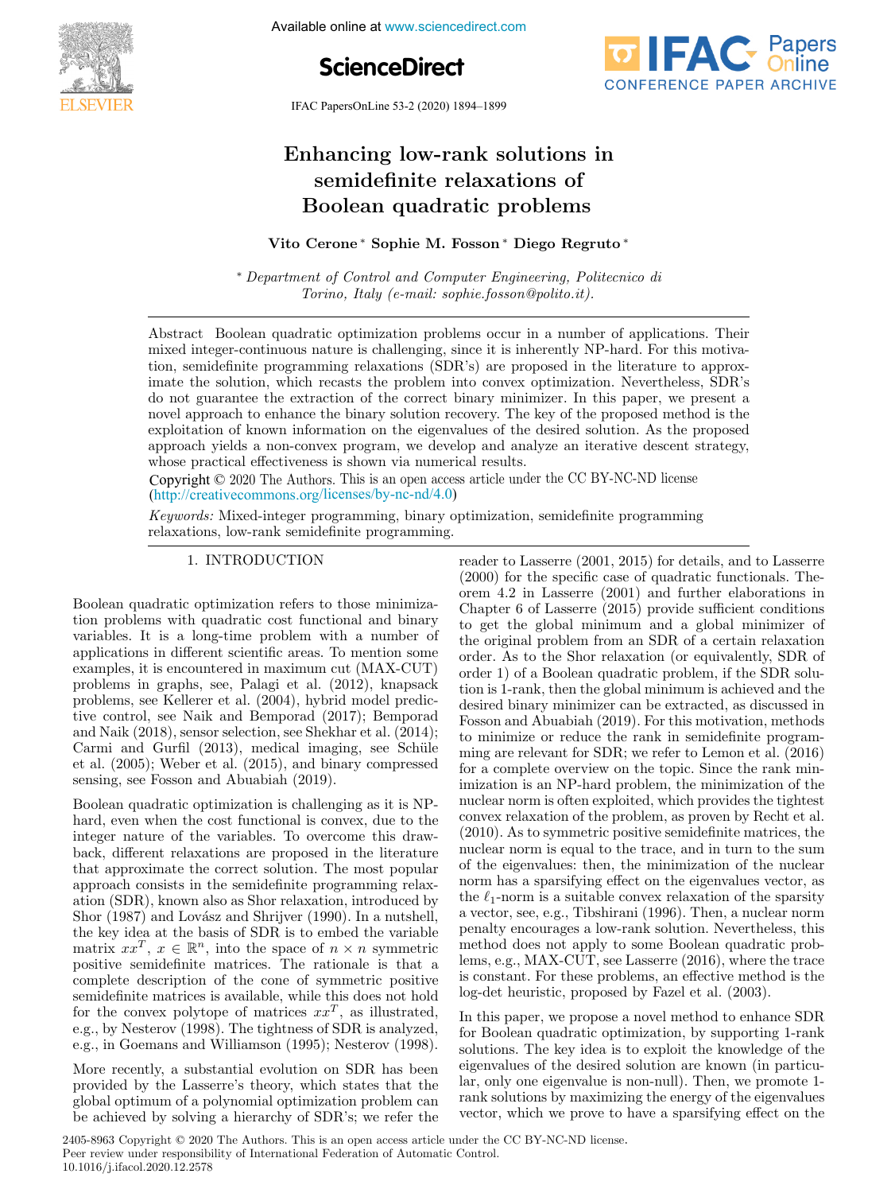# Enhancing low-rank solutions in semidefinite relaxations of Boolean quadratic problems

**Vito Cerone \* Sophie M. Fosson \* Diego Regruto \***

\* *Department of Control and Computer Engineering, Politecnico di Torino, Italy (e-mail: sophie.fosson@polito.it).*

**Abstract** Boolean quadratic optimization problems occur in a number of applications. Their mixed integer-continuous nature is challenging, since it is inherently NP-hard. For this motivation, semidefinite programming relaxations (SDR's) are proposed in the literature to approximate the solution, which recasts the problem into convex optimization. Nevertheless, SDR's do not guarantee the extraction of the correct binary minimizer. In this paper, we present a novel approach to enhance the binary solution recovery. The key of the proposed method is the exploitation of known information on the eigenvalues of the desired solution. As the proposed approach yields a non-convex program, we develop and analyze an iterative descent strategy, whose practical effectiveness is shown via numerical results.

Copyright © 2020 The Authors. This is an open access article under the CC BY-NC-ND license (http://creativecommons.org/licenses/by-nc-nd/4.0)

*Keywords:* Mixed-integer programming, binary optimization, semidefinite programming relaxations, low-rank semidefinite programming.

## 1. INTRODUCTION

Boolean quadratic optimization refers to those minimization problems with quadratic cost functional and binary variables. It is a long-time problem with a number of applications in different scientific areas. To mention some examples, it is encountered in maximum cut (MAX-CUT) problems in graphs, see, Palagi et al. (2012), knapsack problems, see Kellerer et al. (2004), hybrid model predictive control, see Naik and Bemporad (2017); Bemporad and Naik (2018), sensor selection, see Shekhar et al. (2014); Carmi and Gurfil (2013), medical imaging, see Schüle et al. (2005); Weber et al. (2015), and binary compressed sensing, see Fosson and Abuabiah (2019).

Boolean quadratic optimization is challenging as it is NP-hard, even when the cost functional is convex, due to the integer nature of the variables. To overcome this drawback, different relaxations are proposed in the literature that approximate the correct solution. The most popular approach consists in the semidefinite programming relaxation (SDR), known also as Shor relaxation, introduced by Shor (1987) and Lovász and Shrijver (1990). In a nutshell, the key idea at the basis of SDR is to embed the variable matrix $xx^T$, $x \in \mathbb{R}^n$, into the space of $n \times n$ symmetric positive semidefinite matrices. The rationale is that a complete description of the cone of symmetric positive semidefinite matrices is available, while this does not hold for the convex polytope of matrices $xx^T$, as illustrated, e.g., by Nesterov (1998). The tightness of SDR is analyzed, e.g., in Goemans and Williamson (1995); Nesterov (1998).

More recently, a substantial evolution on SDR has been provided by the Lasserre's theory, which states that the global optimum of a polynomial optimization problem can be achieved by solving a hierarchy of SDR's; we refer the reader to Lasserre (2001, 2015) for details, and to Lasserre (2000) for the specific case of quadratic functionals. Theorem 4.2 in Lasserre (2001) and further elaborations in Chapter 6 of Lasserre (2015) provide sufficient conditions to get the global minimum and a global minimizer of the original problem from an SDR of a certain relaxation order. As to the Shor relaxation (or equivalently, SDR of order 1) of a Boolean quadratic problem, if the SDR solution is 1-rank, then the global minimum is achieved and the desired binary minimizer can be extracted, as discussed in Fosson and Abuabiah (2019). For this motivation, methods to minimize or reduce the rank in semidefinite programming are relevant for SDR; we refer to Lemon et al. (2016) for a complete overview on the topic. Since the rank minimization is an NP-hard problem, the minimization of the nuclear norm is often exploited, which provides the tightest convex relaxation of the problem, as proven by Recht et al. (2010). As to symmetric positive semidefinite matrices, the nuclear norm is equal to the trace, and in turn to the sum of the eigenvalues: then, the minimization of the nuclear norm has a sparsifying effect on the eigenvalues vector, as the $\ell_1$-norm is a suitable convex relaxation of the sparsity a vector, see, e.g., Tibshirani (1996). Then, a nuclear norm penalty encourages a low-rank solution. Nevertheless, this method does not apply to some Boolean quadratic problems, e.g., MAX-CUT, see Lasserre (2016), where the trace is constant. For these problems, an effective method is the log-det heuristic, proposed by Fazel et al. (2003).

In this paper, we propose a novel method to enhance SDR for Boolean quadratic optimization, by supporting 1-rank solutions. The key idea is to exploit the knowledge of the eigenvalues of the desired solution are known (in particular, only one eigenvalue is non-null). Then, we promote 1-rank solutions by maximizing the energy of the eigenvalues vector, which we prove to have a sparsifying effect on the

2405-8963 Copyright © 2020 The Authors. This is an open access article under the CC BY-NC-ND license.
Peer review under responsibility of International Federation of Automatic Control.
10.1016/j.ifacol.2020.12.2578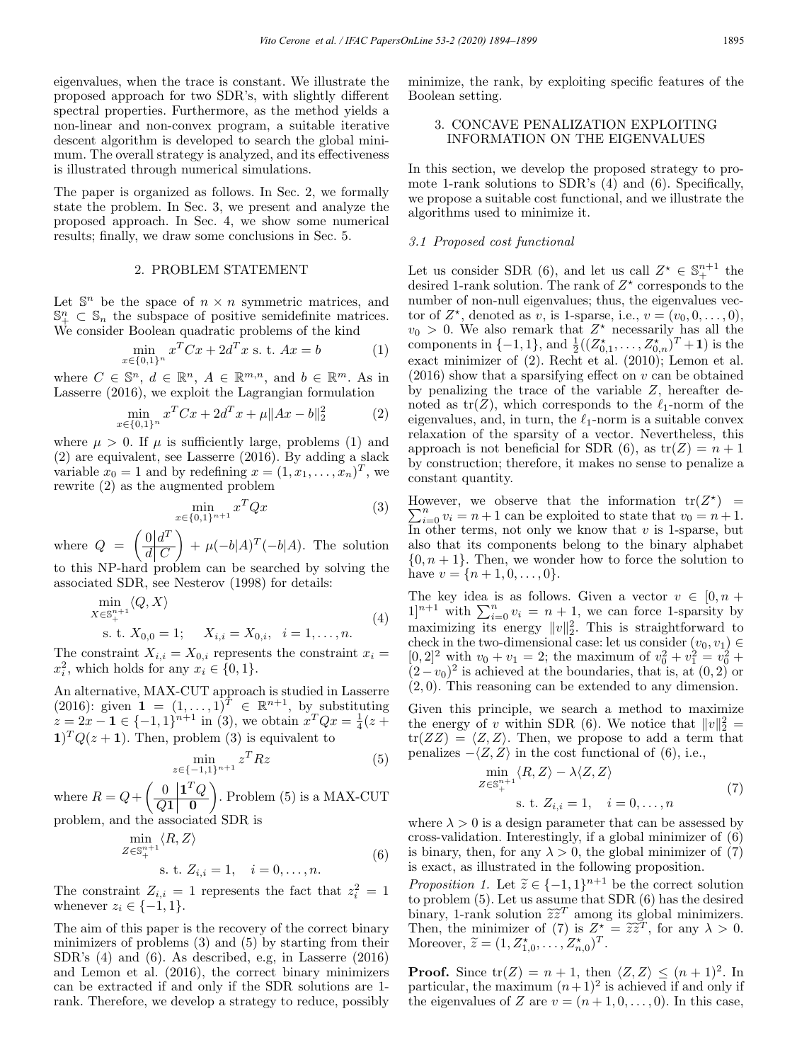eigenvalues, when the trace is constant. We illustrate the proposed approach for two SDR's, with slightly different spectral properties. Furthermore, as the method yields a non-linear and non-convex program, a suitable iterative descent algorithm is developed to search the global minimum. The overall strategy is analyzed, and its effectiveness is illustrated through numerical simulations.

The paper is organized as follows. In Sec. 2, we formally state the problem. In Sec. 3, we present and analyze the proposed approach. In Sec. 4, we show some numerical results; finally, we draw some conclusions in Sec. 5.

## 2. PROBLEM STATEMENT

Let $\mathbb{S}^n$ be the space of $n \times n$ symmetric matrices, and $\mathbb{S}^n_+ \subset \mathbb{S}_n$ the subspace of positive semidefinite matrices. We consider Boolean quadratic problems of the kind

$$\min_{x \in \{0,1\}^n} x^T C x + 2d^T x \text{ s. t. } Ax = b \tag{1}$$

where $C \in \mathbb{S}^n$, $d \in \mathbb{R}^n$, $A \in \mathbb{R}^{m,n}$, and $b \in \mathbb{R}^m$. As in Lasserre (2016), we exploit the Lagrangian formulation

$$\min_{x \in \{0,1\}^n} x^T C x + 2d^T x + \mu \|Ax - b\|_2^2 \tag{2}$$

where $\mu > 0$. If $\mu$ is sufficiently large, problems (1) and (2) are equivalent, see Lasserre (2016). By adding a slack variable $x_0 = 1$ and by redefining $x = (1, x_1, \dots, x_n)^T$, we rewrite (2) as the augmented problem

$$\min_{x \in \{0,1\}^{n+1}} x^T Q x \tag{3}$$

where $Q = \left(\begin{array}{c|c} 0 & d^T \\ \hline d & C \end{array}\right) + \mu(-b|A)^T(-b|A)$. The solution to this NP-hard problem can be searched by solving the associated SDR, see Nesterov (1998) for details:

$$\begin{aligned} &\min_{X \in \mathbb{S}^{n+1}_+} \langle Q, X \rangle \\ &\text{s. t. } X_{0,0} = 1; \quad X_{i,i} = X_{0,i}, \quad i = 1, \dots, n. \end{aligned} \tag{4}$$

The constraint $X_{i,i} = X_{0,i}$ represents the constraint $x_i = x_i^2$, which holds for any $x_i \in \{0, 1\}$.

An alternative, MAX-CUT approach is studied in Lasserre (2016): given $\mathbf{1} = (1, \dots, 1)^T \in \mathbb{R}^{n+1}$, by substituting $z = 2x - \mathbf{1} \in \{-1, 1\}^{n+1}$ in (3), we obtain $x^T Q x = \frac{1}{4}(z + \mathbf{1})^T Q (z + \mathbf{1})$. Then, problem (3) is equivalent to

$$\min_{z \in \{-1,1\}^{n+1}} z^T R z \tag{5}$$

where $R = Q + \left(\begin{array}{c|c} 0 & \mathbf{1}^T Q \\ \hline Q\mathbf{1} & \mathbf{0} \end{array}\right)$. Problem (5) is a MAX-CUT problem, and the associated SDR is

$$\begin{aligned} &\min_{Z \in \mathbb{S}^{n+1}_+} \langle R, Z \rangle \\ &\text{s. t. } Z_{i,i} = 1, \quad i = 0, \dots, n. \end{aligned} \tag{6}$$

The constraint $Z_{i,i} = 1$ represents the fact that $z_i^2 = 1$ whenever $z_i \in \{-1, 1\}$.

The aim of this paper is the recovery of the correct binary minimizers of problems (3) and (5) by starting from their SDR's (4) and (6). As described, e.g, in Lasserre (2016) and Lemon et al. (2016), the correct binary minimizers can be extracted if and only if the SDR solutions are 1-rank. Therefore, we develop a strategy to reduce, possibly minimize, the rank, by exploiting specific features of the Boolean setting.

## 3. CONCAVE PENALIZATION EXPLOITING INFORMATION ON THE EIGENVALUES

In this section, we develop the proposed strategy to promote 1-rank solutions to SDR's (4) and (6). Specifically, we propose a suitable cost functional, and we illustrate the algorithms used to minimize it.

### *3.1 Proposed cost functional*

Let us consider SDR (6), and let us call $Z^\star \in \mathbb{S}^{n+1}_+$ the desired 1-rank solution. The rank of $Z^\star$ corresponds to the number of non-null eigenvalues; thus, the eigenvalues vector of $Z^\star$, denoted as $v$, is 1-sparse, i.e., $v = (v_0, 0, \dots, 0)$, $v_0 > 0$. We also remark that $Z^\star$ necessarily has all the components in $\{-1, 1\}$, and $\frac{1}{2}((Z^\star_{0,1}, \dots, Z^\star_{0,n})^T + \mathbf{1})$ is the exact minimizer of (2). Recht et al. (2010); Lemon et al. (2016) show that a sparsifying effect on $v$ can be obtained by penalizing the trace of the variable $Z$, hereafter denoted as $\text{tr}(Z)$, which corresponds to the $\ell_1$-norm of the eigenvalues, and, in turn, the $\ell_1$-norm is a suitable convex relaxation of the sparsity of a vector. Nevertheless, this approach is not beneficial for SDR (6), as $\text{tr}(Z) = n + 1$ by construction; therefore, it makes no sense to penalize a constant quantity.

However, we observe that the information $\text{tr}(Z^\star) = \sum_{i=0}^n v_i = n + 1$ can be exploited to state that $v_0 = n + 1$. In other terms, not only we know that $v$ is 1-sparse, but also that its components belong to the binary alphabet $\{0, n + 1\}$. Then, we wonder how to force the solution to have $v = \{n + 1, 0, \dots, 0\}$.

The key idea is as follows. Given a vector $v \in [0, n + 1]^{n+1}$ with $\sum_{i=0}^n v_i = n + 1$, we can force 1-sparsity by maximizing its energy $\|v\|_2^2$. This is straightforward to check in the two-dimensional case: let us consider $(v_0, v_1) \in [0, 2]^2$ with $v_0 + v_1 = 2$; the maximum of $v_0^2 + v_1^2 = v_0^2 + (2 - v_0)^2$ is achieved at the boundaries, that is, at $(0, 2)$ or $(2, 0)$. This reasoning can be extended to any dimension.

Given this principle, we search a method to maximize the energy of $v$ within SDR (6). We notice that $\|v\|_2^2 = \text{tr}(ZZ) = \langle Z, Z \rangle$. Then, we propose to add a term that penalizes $-\langle Z, Z \rangle$ in the cost functional of (6), i.e.,

$$\begin{aligned} &\min_{Z \in \mathbb{S}^{n+1}_+} \langle R, Z \rangle - \lambda \langle Z, Z \rangle \\ &\text{s. t. } Z_{i,i} = 1, \quad i = 0, \dots, n \end{aligned} \tag{7}$$

where $\lambda > 0$ is a design parameter that can be assessed by cross-validation. Interestingly, if a global minimizer of (6) is binary, then, for any $\lambda > 0$, the global minimizer of (7) is exact, as illustrated in the following proposition.

*Proposition 1.* Let $\widetilde{z} \in \{-1, 1\}^{n+1}$ be the correct solution to problem (5). Let us assume that SDR (6) has the desired binary, 1-rank solution $\widetilde{z}\widetilde{z}^T$ among its global minimizers. Then, the minimizer of (7) is $Z^\star = \widetilde{z}\widetilde{z}^T$, for any $\lambda > 0$. Moreover, $\widetilde{z} = (1, Z^\star_{1,0}, \dots, Z^\star_{n,0})^T$.

**Proof.** Since $\text{tr}(Z) = n + 1$, then $\langle Z, Z \rangle \leq (n + 1)^2$. In particular, the maximum $(n + 1)^2$ is achieved if and only if the eigenvalues of $Z$ are $v = (n + 1, 0, \dots, 0)$. In this case,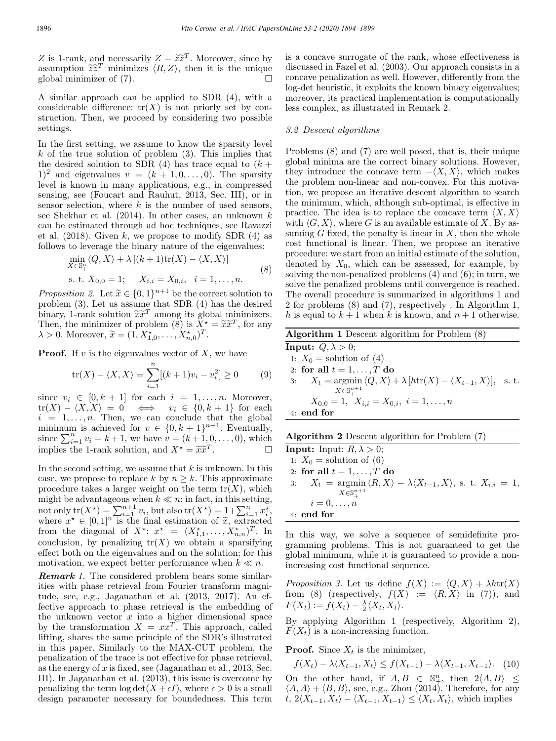$Z$ is 1-rank, and necessarily $Z = \widetilde{z}\widetilde{z}^T$. Moreover, since by assumption $\widetilde{z}\widetilde{z}^T$ minimizes $\langle R, Z\rangle$, then it is the unique global minimizer of (7). $\square$

A similar approach can be applied to SDR (4), with a considerable difference: $\text{tr}(X)$ is not priorly set by construction. Then, we proceed by considering two possible settings.

In the first setting, we assume to know the sparsity level $k$ of the true solution of problem (3). This implies that the desired solution to SDR (4) has trace equal to $(k+1)^2$ and eigenvalues $v = (k+1, 0, \dots, 0)$. The sparsity level is known in many applications, e.g., in compressed sensing, see (Foucart and Rauhut, 2013, Sec. III), or in sensor selection, where $k$ is the number of used sensors, see Shekhar et al. (2014). In other cases, an unknown $k$ can be estimated through ad hoc techniques, see Ravazzi et al. (2018). Given $k$, we propose to modify SDR (4) as follows to leverage the binary nature of the eigenvalues:

$$
\begin{aligned}
&\min_{X\in\mathbb{S}^n_+} \langle Q, X\rangle + \lambda\left[(k+1)\text{tr}(X) - \langle X, X\rangle\right] \\
&\text{s. t. } X_{0,0} = 1; \quad X_{i,i} = X_{0,i}, \quad i = 1, \dots, n.
\end{aligned}
\tag{8}
$$

*Proposition 2.* Let $\widetilde{x} \in \{0,1\}^{n+1}$ be the correct solution to problem (3). Let us assume that SDR (4) has the desired binary, 1-rank solution $\widetilde{x}\widetilde{x}^T$ among its global minimizers. Then, the minimizer of problem (8) is $X^\star = \widetilde{x}\widetilde{x}^T$, for any $\lambda > 0$. Moreover, $\widetilde{x} = (1, X^\star_{1,0}, \dots, X^\star_{n,0})^T$.

**Proof.** If $v$ is the eigenvalues vector of $X$, we have

$$
\text{tr}(X) - \langle X, X\rangle = \sum_{i=1}^{n}\left[(k+1)v_i - v_i^2\right] \geq 0 \tag{9}
$$

since $v_i \in [0, k+1]$ for each $i = 1, \dots, n$. Moreover, $\text{tr}(X) - \langle X, X\rangle = 0 \iff v_i \in \{0, k+1\}$ for each $i = 1, \dots, n$. Then, we can conclude that the global minimum is achieved for $v \in \{0, k+1\}^{n+1}$. Eventually, since $\sum_{i=1}^n v_i = k+1$, we have $v = (k+1, 0, \dots, 0)$, which implies the 1-rank solution, and $X^\star = \widetilde{x}\widetilde{x}^T$. $\square$

In the second setting, we assume that $k$ is unknown. In this case, we propose to replace $k$ by $n \geq k$. This approximate procedure takes a larger weight on the term $\text{tr}(X)$, which might be advantageous when $k \ll n$: in fact, in this setting, not only $\text{tr}(X^\star) = \sum_{i=1}^{n+1} v_i$, but also $\text{tr}(X^\star) = 1 + \sum_{i=1}^n x_i^\star$, where $x^\star \in [0,1]^n$ is the final estimation of $\widetilde{x}$, extracted from the diagonal of $X^\star$: $x^\star = (X^\star_{1,1}, \dots, X^\star_{n,n})^T$. In conclusion, by penalizing $\text{tr}(X)$ we obtain a sparsifying effect both on the eigenvalues and on the solution; for this motivation, we expect better performance when $k \ll n$.

***Remark 1.*** The considered problem bears some similarities with phase retrieval from Fourier transform magnitude, see, e.g., Jaganathan et al. (2013, 2017). An effective approach to phase retrieval is the embedding of the unknown vector $x$ into a higher dimensional space by the transformation $X = xx^T$. This approach, called lifting, shares the same principle of the SDR's illustrated in this paper. Similarly to the MAX-CUT problem, the penalization of the trace is not effective for phase retrieval, as the energy of $x$ is fixed, see (Jaganathan et al., 2013, Sec. III). In Jaganathan et al. (2013), this issue is overcome by penalizing the term $\log\det(X + \epsilon I)$, where $\epsilon > 0$ is a small design parameter necessary for boundedness. This term is a concave surrogate of the rank, whose effectiveness is discussed in Fazel et al. (2003). Our approach consists in a concave penalization as well. However, differently from the log-det heuristic, it exploits the known binary eigenvalues; moreover, its practical implementation is computationally less complex, as illustrated in Remark 2.

### 3.2 Descent algorithms

Problems (8) and (7) are well posed, that is, their unique global minima are the correct binary solutions. However, they introduce the concave term $-\langle X, X\rangle$, which makes the problem non-linear and non-convex. For this motivation, we propose an iterative descent algorithm to search the minimum, which, although sub-optimal, is effective in practice. The idea is to replace the concave term $\langle X, X\rangle$ with $\langle G, X\rangle$, where $G$ is an available estimate of $X$. By assuming $G$ fixed, the penalty is linear in $X$, then the whole cost functional is linear. Then, we propose an iterative procedure: we start from an initial estimate of the solution, denoted by $X_0$, which can be assessed, for example, by solving the non-penalized problems (4) and (6); in turn, we solve the penalized problems until convergence is reached. The overall procedure is summarized in algorithms 1 and 2 for problems (8) and (7), respectively . In Algorithm 1, $h$ is equal to $k+1$ when $k$ is known, and $n+1$ otherwise.

**Algorithm 1** Descent algorithm for Problem (8)

**Input:** $Q, \lambda > 0$;
1: $X_0$ = solution of (4)
2: **for all** $t = 1, \dots, T$ **do**
3: $\quad X_t = \underset{X\in\mathbb{S}^{n+1}_+}{\text{argmin}}\, \langle Q, X\rangle + \lambda\left[h\text{tr}(X) - \langle X_{t-1}, X\rangle\right]$, s. t. $X_{0,0} = 1$, $X_{i,i} = X_{0,i}$, $i = 1, \dots, n$
4: **end for**

**Algorithm 2** Descent algorithm for Problem (7)

**Input:** Input: $R, \lambda > 0$;
1: $X_0$ = solution of (6)
2: **for all** $t = 1, \dots, T$ **do**
3: $\quad X_t = \underset{X\in\mathbb{S}^{n+1}_+}{\text{argmin}}\, \langle R, X\rangle - \lambda\langle X_{t-1}, X\rangle$, s. t. $X_{i,i} = 1$, $i = 0, \dots, n$
4: **end for**

In this way, we solve a sequence of semidefinite programming problems. This is not guaranteed to get the global minimum, while it is guaranteed to provide a non-increasing cost functional sequence.

*Proposition 3.* Let us define $f(X) := \langle Q, X\rangle + \lambda h\text{tr}(X)$ from (8) (respectively, $f(X) := \langle R, X\rangle$ in (7)), and $F(X_t) := f(X_t) - \frac{\lambda}{2}\langle X_t, X_t\rangle$.

By applying Algorithm 1 (respectively, Algorithm 2), $F(X_t)$ is a non-increasing function.

**Proof.** Since $X_t$ is the minimizer,

$$
f(X_t) - \lambda\langle X_{t-1}, X_t\rangle \leq f(X_{t-1}) - \lambda\langle X_{t-1}, X_{t-1}\rangle. \tag{10}
$$

On the other hand, if $A, B \in \mathbb{S}^n_+$, then $2\langle A, B\rangle \leq \langle A, A\rangle + \langle B, B\rangle$, see, e.g., Zhou (2014). Therefore, for any $t$, $2\langle X_{t-1}, X_t\rangle - \langle X_{t-1}, X_{t-1}\rangle \leq \langle X_t, X_t\rangle$, which implies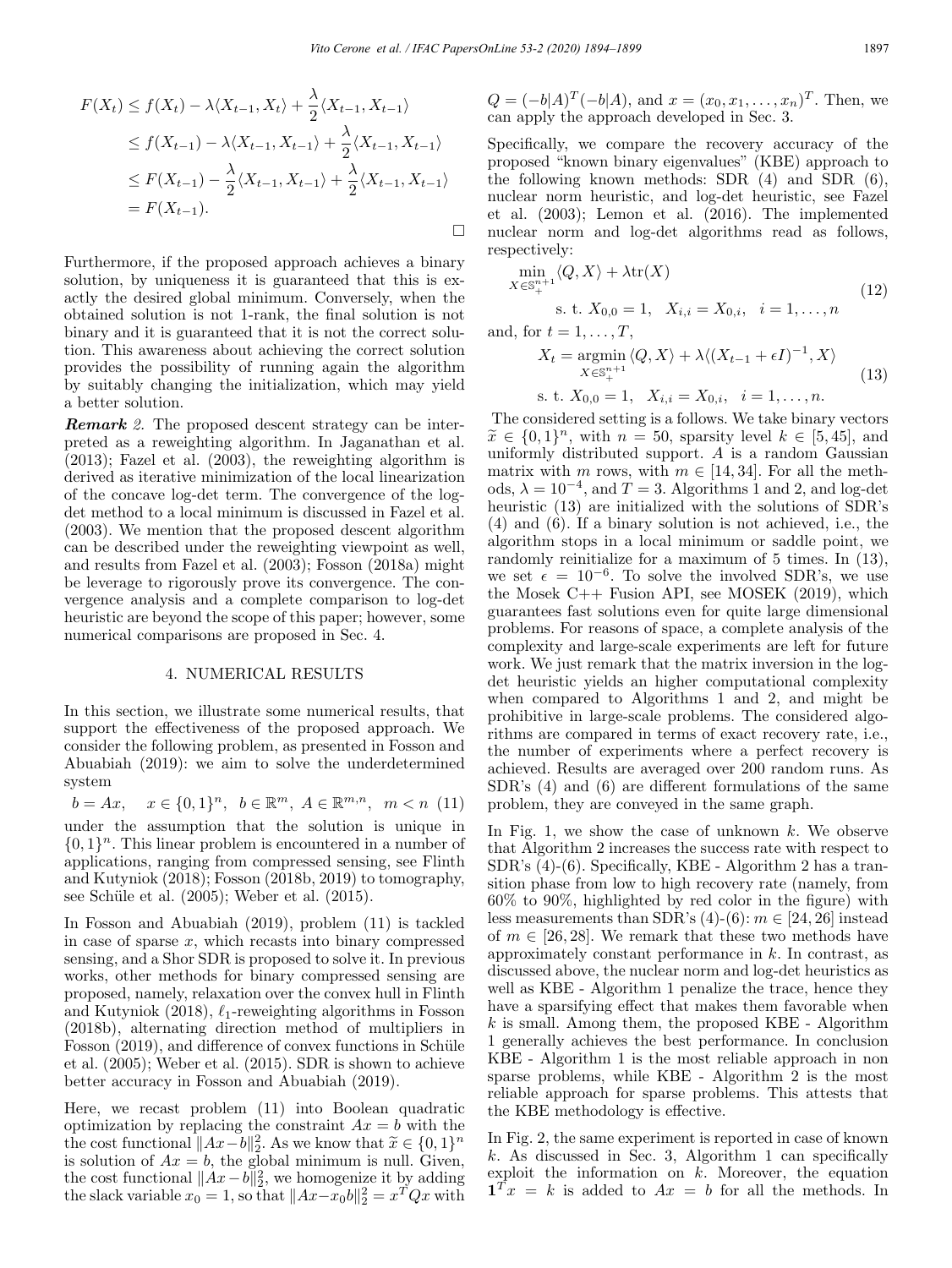$$
\begin{aligned}
F(X_t) &\leq f(X_t) - \lambda\langle X_{t-1}, X_t\rangle + \frac{\lambda}{2}\langle X_{t-1}, X_{t-1}\rangle \\
&\leq f(X_{t-1}) - \lambda\langle X_{t-1}, X_{t-1}\rangle + \frac{\lambda}{2}\langle X_{t-1}, X_{t-1}\rangle \\
&\leq F(X_{t-1}) - \frac{\lambda}{2}\langle X_{t-1}, X_{t-1}\rangle + \frac{\lambda}{2}\langle X_{t-1}, X_{t-1}\rangle \\
&= F(X_{t-1}).
\end{aligned}
$$

□

Furthermore, if the proposed approach achieves a binary solution, by uniqueness it is guaranteed that this is exactly the desired global minimum. Conversely, when the obtained solution is not 1-rank, the final solution is not binary and it is guaranteed that it is not the correct solution. This awareness about achieving the correct solution provides the possibility of running again the algorithm by suitably changing the initialization, which may yield a better solution.

***Remark 2.*** The proposed descent strategy can be interpreted as a reweighting algorithm. In Jaganathan et al. (2013); Fazel et al. (2003), the reweighting algorithm is derived as iterative minimization of the local linearization of the concave log-det term. The convergence of the log-det method to a local minimum is discussed in Fazel et al. (2003). We mention that the proposed descent algorithm can be described under the reweighting viewpoint as well, and results from Fazel et al. (2003); Fosson (2018a) might be leverage to rigorously prove its convergence. The convergence analysis and a complete comparison to log-det heuristic are beyond the scope of this paper; however, some numerical comparisons are proposed in Sec. 4.

## 4. NUMERICAL RESULTS

In this section, we illustrate some numerical results, that support the effectiveness of the proposed approach. We consider the following problem, as presented in Fosson and Abuabiah (2019): we aim to solve the underdetermined system

$$
b = Ax, \quad x \in \{0,1\}^n,\ b \in \mathbb{R}^m,\ A \in \mathbb{R}^{m,n},\ m < n \quad (11)
$$

under the assumption that the solution is unique in $\{0,1\}^n$. This linear problem is encountered in a number of applications, ranging from compressed sensing, see Flinth and Kutyniok (2018); Fosson (2018b, 2019) to tomography, see Schüle et al. (2005); Weber et al. (2015).

In Fosson and Abuabiah (2019), problem (11) is tackled in case of sparse $x$, which recasts into binary compressed sensing, and a Shor SDR is proposed to solve it. In previous works, other methods for binary compressed sensing are proposed, namely, relaxation over the convex hull in Flinth and Kutyniok (2018), $\ell_1$-reweighting algorithms in Fosson (2018b), alternating direction method of multipliers in Fosson (2019), and difference of convex functions in Schüle et al. (2005); Weber et al. (2015). SDR is shown to achieve better accuracy in Fosson and Abuabiah (2019).

Here, we recast problem (11) into Boolean quadratic optimization by replacing the constraint $Ax = b$ with the the cost functional $\|Ax-b\|_2^2$. As we know that $\widetilde{x} \in \{0,1\}^n$ is solution of $Ax = b$, the global minimum is null. Given, the cost functional $\|Ax-b\|_2^2$, we homogenize it by adding the slack variable $x_0 = 1$, so that $\|Ax-x_0 b\|_2^2 = x^T Q x$ with $Q = (-b|A)^T(-b|A)$, and $x = (x_0, x_1, \ldots, x_n)^T$. Then, we can apply the approach developed in Sec. 3.

Specifically, we compare the recovery accuracy of the proposed "known binary eigenvalues" (KBE) approach to the following known methods: SDR (4) and SDR (6), nuclear norm heuristic, and log-det heuristic, see Fazel et al. (2003); Lemon et al. (2016). The implemented nuclear norm and log-det algorithms read as follows, respectively:

$$
\begin{aligned}
&\min_{X \in \mathbb{S}_+^{n+1}} \langle Q, X\rangle + \lambda \mathrm{tr}(X) \\
&\quad \text{s. t. } X_{0,0} = 1, \quad X_{i,i} = X_{0,i}, \quad i = 1, \ldots, n
\end{aligned}
\quad (12)
$$

and, for $t = 1, \ldots, T$,

$$
\begin{aligned}
X_t &= \operatorname*{argmin}_{X \in \mathbb{S}_+^{n+1}} \langle Q, X\rangle + \lambda\langle (X_{t-1} + \epsilon I)^{-1}, X\rangle \\
&\text{s. t. } X_{0,0} = 1, \quad X_{i,i} = X_{0,i}, \quad i = 1, \ldots, n.
\end{aligned}
\quad (13)
$$

The considered setting is a follows. We take binary vectors $\widetilde{x} \in \{0,1\}^n$, with $n = 50$, sparsity level $k \in [5, 45]$, and uniformly distributed support. $A$ is a random Gaussian matrix with $m$ rows, with $m \in [14, 34]$. For all the methods, $\lambda = 10^{-4}$, and $T = 3$. Algorithms 1 and 2, and log-det heuristic (13) are initialized with the solutions of SDR's (4) and (6). If a binary solution is not achieved, i.e., the algorithm stops in a local minimum or saddle point, we randomly reinitialize for a maximum of 5 times. In (13), we set $\epsilon = 10^{-6}$. To solve the involved SDR's, we use the Mosek C++ Fusion API, see MOSEK (2019), which guarantees fast solutions even for quite large dimensional problems. For reasons of space, a complete analysis of the complexity and large-scale experiments are left for future work. We just remark that the matrix inversion in the log-det heuristic yields an higher computational complexity when compared to Algorithms 1 and 2, and might be prohibitive in large-scale problems. The considered algorithms are compared in terms of exact recovery rate, i.e., the number of experiments where a perfect recovery is achieved. Results are averaged over 200 random runs. As SDR's (4) and (6) are different formulations of the same problem, they are conveyed in the same graph.

In Fig. 1, we show the case of unknown $k$. We observe that Algorithm 2 increases the success rate with respect to SDR's (4)-(6). Specifically, KBE - Algorithm 2 has a transition phase from low to high recovery rate (namely, from 60% to 90%, highlighted by red color in the figure) with less measurements than SDR's (4)-(6): $m \in [24, 26]$ instead of $m \in [26, 28]$. We remark that these two methods have approximately constant performance in $k$. In contrast, as discussed above, the nuclear norm and log-det heuristics as well as KBE - Algorithm 1 penalize the trace, hence they have a sparsifying effect that makes them favorable when $k$ is small. Among them, the proposed KBE - Algorithm 1 generally achieves the best performance. In conclusion KBE - Algorithm 1 is the most reliable approach in non sparse problems, while KBE - Algorithm 2 is the most reliable approach for sparse problems. This attests that the KBE methodology is effective.

In Fig. 2, the same experiment is reported in case of known $k$. As discussed in Sec. 3, Algorithm 1 can specifically exploit the information on $k$. Moreover, the equation $\mathbf{1}^T x = k$ is added to $Ax = b$ for all the methods. In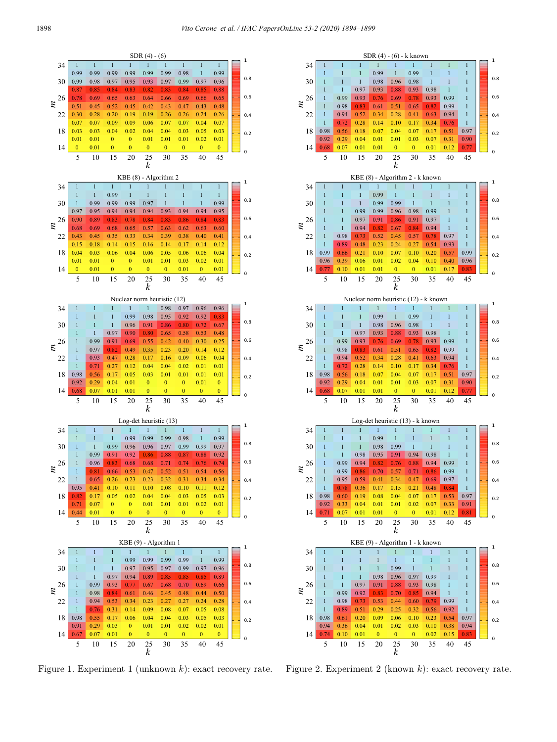**SDR (4) - (6)**

| $m$ \ $k$ | 5 | 10 | 15 | 20 | 25 | 30 | 35 | 40 | 45 |
|---|---|---|---|---|---|---|---|---|---|
| 34 | 1 | 1 | 1 | 1 | 1 | 1 | 1 | 1 | 1 |
| 32 | 0.99 | 0.99 | 0.99 | 0.99 | 0.99 | 0.99 | 0.98 | 1 | 0.99 |
| 30 | 0.99 | 0.98 | 0.97 | 0.95 | 0.93 | 0.97 | 0.99 | 0.97 | 0.96 |
| 28 | 0.87 | 0.85 | 0.84 | 0.83 | 0.82 | 0.83 | 0.84 | 0.85 | 0.88 |
| 26 | 0.78 | 0.69 | 0.65 | 0.63 | 0.64 | 0.66 | 0.69 | 0.66 | 0.65 |
| 24 | 0.51 | 0.45 | 0.52 | 0.45 | 0.42 | 0.43 | 0.47 | 0.43 | 0.48 |
| 22 | 0.30 | 0.28 | 0.20 | 0.19 | 0.19 | 0.26 | 0.26 | 0.24 | 0.26 |
| 20 | 0.07 | 0.07 | 0.09 | 0.09 | 0.06 | 0.07 | 0.07 | 0.04 | 0.07 |
| 18 | 0.03 | 0.03 | 0.04 | 0.02 | 0.04 | 0.04 | 0.03 | 0.05 | 0.03 |
| 16 | 0.01 | 0.01 | 0 | 0 | 0.01 | 0.01 | 0.01 | 0.02 | 0.01 |
| 14 | 0 | 0.01 | 0 | 0 | 0 | 0 | 0 | 0 | 0 |

**KBE (8) - Algorithm 2**

| $m$ \ $k$ | 5 | 10 | 15 | 20 | 25 | 30 | 35 | 40 | 45 |
|---|---|---|---|---|---|---|---|---|---|
| 34 | 1 | 1 | 1 | 1 | 1 | 1 | 1 | 1 | 1 |
| 32 | 1 | 1 | 0.99 | 1 | 1 | 1 | 1 | 1 | 1 |
| 30 | 1 | 0.99 | 0.99 | 0.99 | 0.97 | 1 | 1 | 1 | 0.99 |
| 28 | 0.97 | 0.95 | 0.94 | 0.94 | 0.94 | 0.93 | 0.94 | 0.94 | 0.95 |
| 26 | 0.90 | 0.89 | 0.83 | 0.78 | 0.84 | 0.83 | 0.86 | 0.84 | 0.83 |
| 24 | 0.68 | 0.69 | 0.68 | 0.65 | 0.57 | 0.63 | 0.62 | 0.63 | 0.60 |
| 22 | 0.43 | 0.45 | 0.35 | 0.33 | 0.34 | 0.39 | 0.38 | 0.40 | 0.41 |
| 20 | 0.15 | 0.18 | 0.14 | 0.15 | 0.16 | 0.14 | 0.17 | 0.14 | 0.12 |
| 18 | 0.04 | 0.03 | 0.06 | 0.04 | 0.06 | 0.05 | 0.06 | 0.06 | 0.04 |
| 16 | 0.01 | 0.01 | 0 | 0 | 0.01 | 0.01 | 0.03 | 0.02 | 0.01 |
| 14 | 0 | 0.01 | 0 | 0 | 0 | 0 | 0.01 | 0 | 0.01 |

**Nuclear norm heuristic (12)**

| $m$ \ $k$ | 5 | 10 | 15 | 20 | 25 | 30 | 35 | 40 | 45 |
|---|---|---|---|---|---|---|---|---|---|
| 34 | 1 | 1 | 1 | 1 | 1 | 0.98 | 0.97 | 0.96 | 0.96 |
| 32 | 1 | 1 | 1 | 0.99 | 0.98 | 0.95 | 0.92 | 0.92 | 0.83 |
| 30 | 1 | 1 | 1 | 0.96 | 0.91 | 0.86 | 0.80 | 0.72 | 0.67 |
| 28 | 1 | 1 | 0.97 | 0.90 | 0.80 | 0.65 | 0.58 | 0.53 | 0.48 |
| 26 | 1 | 0.99 | 0.91 | 0.69 | 0.55 | 0.42 | 0.40 | 0.30 | 0.25 |
| 24 | 1 | 0.97 | 0.82 | 0.49 | 0.35 | 0.23 | 0.20 | 0.14 | 0.12 |
| 22 | 1 | 0.93 | 0.47 | 0.28 | 0.17 | 0.16 | 0.09 | 0.06 | 0.04 |
| 20 | 1 | 0.71 | 0.27 | 0.12 | 0.04 | 0.04 | 0.02 | 0.01 | 0.01 |
| 18 | 0.98 | 0.56 | 0.17 | 0.05 | 0.03 | 0.01 | 0.01 | 0.01 | 0.01 |
| 16 | 0.92 | 0.29 | 0.04 | 0.01 | 0 | 0 | 0 | 0.01 | 0 |
| 14 | 0.68 | 0.07 | 0.01 | 0.01 | 0 | 0 | 0 | 0 | 0 |

**Log-det heuristic (13)**

| $m$ \ $k$ | 5 | 10 | 15 | 20 | 25 | 30 | 35 | 40 | 45 |
|---|---|---|---|---|---|---|---|---|---|
| 34 | 1 | 1 | 1 | 1 | 1 | 1 | 1 | 1 | 1 |
| 32 | 1 | 1 | 1 | 0.99 | 0.99 | 0.99 | 0.98 | 1 | 0.99 |
| 30 | 1 | 1 | 0.99 | 0.96 | 0.96 | 0.97 | 0.99 | 0.99 | 0.97 |
| 28 | 1 | 0.99 | 0.91 | 0.92 | 0.86 | 0.88 | 0.87 | 0.88 | 0.92 |
| 26 | 1 | 0.96 | 0.83 | 0.68 | 0.68 | 0.71 | 0.74 | 0.76 | 0.74 |
| 24 | 1 | 0.81 | 0.66 | 0.53 | 0.47 | 0.52 | 0.51 | 0.54 | 0.56 |
| 22 | 1 | 0.65 | 0.26 | 0.23 | 0.23 | 0.32 | 0.31 | 0.34 | 0.34 |
| 20 | 0.95 | 0.41 | 0.10 | 0.11 | 0.10 | 0.08 | 0.10 | 0.11 | 0.12 |
| 18 | 0.82 | 0.17 | 0.05 | 0.02 | 0.04 | 0.04 | 0.03 | 0.05 | 0.03 |
| 16 | 0.71 | 0.07 | 0 | 0 | 0.01 | 0.01 | 0.01 | 0.02 | 0.01 |
| 14 | 0.44 | 0.01 | 0 | 0 | 0 | 0 | 0 | 0 | 0 |

**KBE (9) - Algorithm 1**

| $m$ \ $k$ | 5 | 10 | 15 | 20 | 25 | 30 | 35 | 40 | 45 |
|---|---|---|---|---|---|---|---|---|---|
| 34 | 1 | 1 | 1 | 1 | 1 | 1 | 1 | 1 | 1 |
| 32 | 1 | 1 | 1 | 0.99 | 0.99 | 0.99 | 0.99 | 1 | 0.99 |
| 30 | 1 | 1 | 1 | 0.97 | 0.95 | 0.97 | 0.99 | 0.97 | 0.96 |
| 28 | 1 | 1 | 0.97 | 0.94 | 0.89 | 0.85 | 0.85 | 0.85 | 0.89 |
| 26 | 1 | 0.99 | 0.93 | 0.77 | 0.67 | 0.68 | 0.70 | 0.69 | 0.66 |
| 24 | 1 | 0.98 | 0.84 | 0.61 | 0.46 | 0.45 | 0.48 | 0.44 | 0.50 |
| 22 | 1 | 0.94 | 0.53 | 0.34 | 0.23 | 0.27 | 0.27 | 0.24 | 0.28 |
| 20 | 1 | 0.76 | 0.31 | 0.14 | 0.09 | 0.08 | 0.07 | 0.05 | 0.08 |
| 18 | 0.98 | 0.55 | 0.17 | 0.06 | 0.04 | 0.04 | 0.03 | 0.05 | 0.03 |
| 16 | 0.91 | 0.29 | 0.03 | 0 | 0.01 | 0.01 | 0.01 | 0.02 | 0.01 |
| 14 | 0.67 | 0.07 | 0.01 | 0 | 0 | 0 | 0 | 0 | 0 |

Figure 1. Experiment 1 (unknown $k$): exact recovery rate.

**SDR (4) - (6) - k known**

| $m$ \ $k$ | 5 | 10 | 15 | 20 | 25 | 30 | 35 | 40 | 45 |
|---|---|---|---|---|---|---|---|---|---|
| 34 | 1 | 1 | 1 | 1 | 1 | 1 | 1 | 1 | 1 |
| 32 | 1 | 1 | 1 | 0.99 | 1 | 0.99 | 1 | 1 | 1 |
| 30 | 1 | 1 | 1 | 0.98 | 0.96 | 0.98 | 1 | 1 | 1 |
| 28 | 1 | 1 | 0.97 | 0.93 | 0.88 | 0.93 | 0.98 | 1 | 1 |
| 26 | 1 | 0.99 | 0.93 | 0.76 | 0.69 | 0.78 | 0.93 | 0.99 | 1 |
| 24 | 1 | 0.98 | 0.83 | 0.61 | 0.51 | 0.65 | 0.82 | 0.99 | 1 |
| 22 | 1 | 0.94 | 0.52 | 0.34 | 0.28 | 0.41 | 0.63 | 0.94 | 1 |
| 20 | 1 | 0.72 | 0.28 | 0.14 | 0.10 | 0.17 | 0.34 | 0.76 | 1 |
| 18 | 0.98 | 0.56 | 0.18 | 0.07 | 0.04 | 0.07 | 0.17 | 0.51 | 0.97 |
| 16 | 0.92 | 0.29 | 0.04 | 0.01 | 0.01 | 0.03 | 0.07 | 0.31 | 0.90 |
| 14 | 0.68 | 0.07 | 0.01 | 0.01 | 0 | 0 | 0.01 | 0.12 | 0.77 |

**KBE (8) - Algorithm 2 - k known**

| $m$ \ $k$ | 5 | 10 | 15 | 20 | 25 | 30 | 35 | 40 | 45 |
|---|---|---|---|---|---|---|---|---|---|
| 34 | 1 | 1 | 1 | 1 | 1 | 1 | 1 | 1 | 1 |
| 32 | 1 | 1 | 1 | 0.99 | 1 | 1 | 1 | 1 | 1 |
| 30 | 1 | 1 | 1 | 0.99 | 0.99 | 1 | 1 | 1 | 1 |
| 28 | 1 | 1 | 0.99 | 0.99 | 0.96 | 0.98 | 0.99 | 1 | 1 |
| 26 | 1 | 1 | 0.97 | 0.91 | 0.86 | 0.91 | 0.97 | 1 | 1 |
| 24 | 1 | 1 | 0.94 | 0.82 | 0.67 | 0.84 | 0.94 | 1 | 1 |
| 22 | 1 | 0.98 | 0.73 | 0.52 | 0.45 | 0.57 | 0.78 | 0.97 | 1 |
| 20 | 1 | 0.89 | 0.48 | 0.23 | 0.24 | 0.27 | 0.54 | 0.93 | 1 |
| 18 | 0.99 | 0.66 | 0.21 | 0.10 | 0.07 | 0.10 | 0.20 | 0.57 | 0.99 |
| 16 | 0.96 | 0.39 | 0.06 | 0.01 | 0.02 | 0.04 | 0.10 | 0.40 | 0.96 |
| 14 | 0.77 | 0.10 | 0.01 | 0.01 | 0 | 0 | 0.01 | 0.17 | 0.83 |

**Nuclear norm heuristic (12) - k known**

| $m$ \ $k$ | 5 | 10 | 15 | 20 | 25 | 30 | 35 | 40 | 45 |
|---|---|---|---|---|---|---|---|---|---|
| 34 | 1 | 1 | 1 | 1 | 1 | 1 | 1 | 1 | 1 |
| 32 | 1 | 1 | 1 | 0.99 | 1 | 0.99 | 1 | 1 | 1 |
| 30 | 1 | 1 | 1 | 0.98 | 0.96 | 0.98 | 1 | 1 | 1 |
| 28 | 1 | 1 | 0.97 | 0.93 | 0.88 | 0.93 | 0.98 | 1 | 1 |
| 26 | 1 | 0.99 | 0.93 | 0.76 | 0.69 | 0.78 | 0.93 | 0.99 | 1 |
| 24 | 1 | 0.98 | 0.83 | 0.61 | 0.51 | 0.65 | 0.82 | 0.99 | 1 |
| 22 | 1 | 0.94 | 0.52 | 0.34 | 0.28 | 0.41 | 0.63 | 0.94 | 1 |
| 20 | 1 | 0.72 | 0.28 | 0.14 | 0.10 | 0.17 | 0.34 | 0.76 | 1 |
| 18 | 0.98 | 0.56 | 0.18 | 0.07 | 0.04 | 0.07 | 0.17 | 0.51 | 0.97 |
| 16 | 0.92 | 0.29 | 0.04 | 0.01 | 0.01 | 0.03 | 0.07 | 0.31 | 0.90 |
| 14 | 0.68 | 0.07 | 0.01 | 0.01 | 0 | 0 | 0.01 | 0.12 | 0.77 |

**Log-det heuristic (13) - k known**

| $m$ \ $k$ | 5 | 10 | 15 | 20 | 25 | 30 | 35 | 40 | 45 |
|---|---|---|---|---|---|---|---|---|---|
| 34 | 1 | 1 | 1 | 1 | 1 | 1 | 1 | 1 | 1 |
| 32 | 1 | 1 | 1 | 0.99 | 1 | 1 | 1 | 1 | 1 |
| 30 | 1 | 1 | 1 | 0.98 | 0.99 | 1 | 1 | 1 | 1 |
| 28 | 1 | 1 | 0.98 | 0.95 | 0.91 | 0.94 | 0.98 | 1 | 1 |
| 26 | 1 | 0.99 | 0.94 | 0.82 | 0.76 | 0.88 | 0.94 | 0.99 | 1 |
| 24 | 1 | 0.99 | 0.86 | 0.70 | 0.57 | 0.71 | 0.86 | 0.99 | 1 |
| 22 | 1 | 0.95 | 0.59 | 0.41 | 0.34 | 0.47 | 0.69 | 0.97 | 1 |
| 20 | 1 | 0.78 | 0.36 | 0.17 | 0.15 | 0.21 | 0.48 | 0.84 | 1 |
| 18 | 0.98 | 0.60 | 0.19 | 0.08 | 0.04 | 0.07 | 0.17 | 0.53 | 0.97 |
| 16 | 0.92 | 0.33 | 0.04 | 0.01 | 0.01 | 0.02 | 0.07 | 0.33 | 0.91 |
| 14 | 0.71 | 0.07 | 0.01 | 0.01 | 0 | 0 | 0.01 | 0.12 | 0.81 |

**KBE (9) - Algorithm 1 - k known**

| $m$ \ $k$ | 5 | 10 | 15 | 20 | 25 | 30 | 35 | 40 | 45 |
|---|---|---|---|---|---|---|---|---|---|
| 34 | 1 | 1 | 1 | 1 | 1 | 1 | 1 | 1 | 1 |
| 32 | 1 | 1 | 1 | 1 | 1 | 1 | 1 | 1 | 1 |
| 30 | 1 | 1 | 1 | 1 | 0.99 | 1 | 1 | 1 | 1 |
| 28 | 1 | 1 | 1 | 0.98 | 0.96 | 0.97 | 0.99 | 1 | 1 |
| 26 | 1 | 1 | 0.97 | 0.91 | 0.88 | 0.93 | 0.98 | 1 | 1 |
| 24 | 1 | 0.99 | 0.92 | 0.83 | 0.70 | 0.85 | 0.94 | 1 | 1 |
| 22 | 1 | 0.98 | 0.73 | 0.53 | 0.44 | 0.60 | 0.79 | 0.99 | 1 |
| 20 | 1 | 0.89 | 0.51 | 0.29 | 0.25 | 0.32 | 0.56 | 0.92 | 1 |
| 18 | 0.98 | 0.61 | 0.20 | 0.09 | 0.06 | 0.10 | 0.23 | 0.54 | 0.97 |
| 16 | 0.94 | 0.36 | 0.04 | 0.01 | 0.02 | 0.03 | 0.10 | 0.38 | 0.94 |
| 14 | 0.74 | 0.10 | 0.01 | 0 | 0 | 0 | 0.02 | 0.15 | 0.83 |

Figure 2. Experiment 2 (known $k$): exact recovery rate.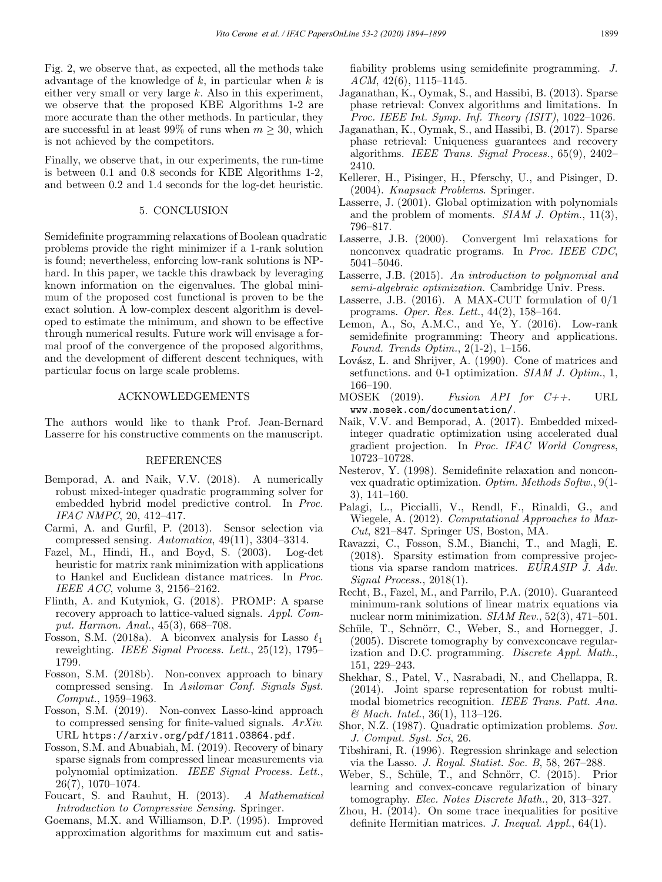Fig. 2, we observe that, as expected, all the methods take advantage of the knowledge of $k$, in particular when $k$ is either very small or very large $k$. Also in this experiment, we observe that the proposed KBE Algorithms 1-2 are more accurate than the other methods. In particular, they are successful in at least 99% of runs when $m \geq 30$, which is not achieved by the competitors.

Finally, we observe that, in our experiments, the run-time is between 0.1 and 0.8 seconds for KBE Algorithms 1-2, and between 0.2 and 1.4 seconds for the log-det heuristic.

## 5. CONCLUSION

Semidefinite programming relaxations of Boolean quadratic problems provide the right minimizer if a 1-rank solution is found; nevertheless, enforcing low-rank solutions is NP-hard. In this paper, we tackle this drawback by leveraging known information on the eigenvalues. The global minimum of the proposed cost functional is proven to be the exact solution. A low-complex descent algorithm is developed to estimate the minimum, and shown to be effective through numerical results. Future work will envisage a formal proof of the convergence of the proposed algorithms, and the development of different descent techniques, with particular focus on large scale problems.

## ACKNOWLEDGEMENTS

The authors would like to thank Prof. Jean-Bernard Lasserre for his constructive comments on the manuscript.

## REFERENCES

Bemporad, A. and Naik, V.V. (2018). A numerically robust mixed-integer quadratic programming solver for embedded hybrid model predictive control. In *Proc. IFAC NMPC*, 20, 412–417.

Carmi, A. and Gurfil, P. (2013). Sensor selection via compressed sensing. *Automatica*, 49(11), 3304–3314.

Fazel, M., Hindi, H., and Boyd, S. (2003). Log-det heuristic for matrix rank minimization with applications to Hankel and Euclidean distance matrices. In *Proc. IEEE ACC*, volume 3, 2156–2162.

Flinth, A. and Kutyniok, G. (2018). PROMP: A sparse recovery approach to lattice-valued signals. *Appl. Comput. Harmon. Anal.*, 45(3), 668–708.

Fosson, S.M. (2018a). A biconvex analysis for Lasso $\ell_1$ reweighting. *IEEE Signal Process. Lett.*, 25(12), 1795–1799.

Fosson, S.M. (2018b). Non-convex approach to binary compressed sensing. In *Asilomar Conf. Signals Syst. Comput.*, 1959–1963.

Fosson, S.M. (2019). Non-convex Lasso-kind approach to compressed sensing for finite-valued signals. *ArXiv*. URL https://arxiv.org/pdf/1811.03864.pdf.

Fosson, S.M. and Abuabiah, M. (2019). Recovery of binary sparse signals from compressed linear measurements via polynomial optimization. *IEEE Signal Process. Lett.*, 26(7), 1070–1074.

Foucart, S. and Rauhut, H. (2013). *A Mathematical Introduction to Compressive Sensing*. Springer.

Goemans, M.X. and Williamson, D.P. (1995). Improved approximation algorithms for maximum cut and satisfiability problems using semidefinite programming. *J. ACM*, 42(6), 1115–1145.

Jaganathan, K., Oymak, S., and Hassibi, B. (2013). Sparse phase retrieval: Convex algorithms and limitations. In *Proc. IEEE Int. Symp. Inf. Theory (ISIT)*, 1022–1026.

Jaganathan, K., Oymak, S., and Hassibi, B. (2017). Sparse phase retrieval: Uniqueness guarantees and recovery algorithms. *IEEE Trans. Signal Process.*, 65(9), 2402–2410.

Kellerer, H., Pisinger, H., Pferschy, U., and Pisinger, D. (2004). *Knapsack Problems*. Springer.

Lasserre, J. (2001). Global optimization with polynomials and the problem of moments. *SIAM J. Optim.*, 11(3), 796–817.

Lasserre, J.B. (2000). Convergent lmi relaxations for nonconvex quadratic programs. In *Proc. IEEE CDC*, 5041–5046.

Lasserre, J.B. (2015). *An introduction to polynomial and semi-algebraic optimization*. Cambridge Univ. Press.

Lasserre, J.B. (2016). A MAX-CUT formulation of 0/1 programs. *Oper. Res. Lett.*, 44(2), 158–164.

Lemon, A., So, A.M.C., and Ye, Y. (2016). Low-rank semidefinite programming: Theory and applications. *Found. Trends Optim.*, 2(1-2), 1–156.

Lovász, L. and Shrijver, A. (1990). Cone of matrices and setfunctions. and 0-1 optimization. *SIAM J. Optim.*, 1, 166–190.

MOSEK (2019). *Fusion API for C++*. URL www.mosek.com/documentation/.

Naik, V.V. and Bemporad, A. (2017). Embedded mixed-integer quadratic optimization using accelerated dual gradient projection. In *Proc. IFAC World Congress*, 10723–10728.

Nesterov, Y. (1998). Semidefinite relaxation and nonconvex quadratic optimization. *Optim. Methods Softw.*, 9(1-3), 141–160.

Palagi, L., Piccialli, V., Rendl, F., Rinaldi, G., and Wiegele, A. (2012). *Computational Approaches to Max-Cut*, 821–847. Springer US, Boston, MA.

Ravazzi, C., Fosson, S.M., Bianchi, T., and Magli, E. (2018). Sparsity estimation from compressive projections via sparse random matrices. *EURASIP J. Adv. Signal Process.*, 2018(1).

Recht, B., Fazel, M., and Parrilo, P.A. (2010). Guaranteed minimum-rank solutions of linear matrix equations via nuclear norm minimization. *SIAM Rev.*, 52(3), 471–501.

Schüle, T., Schnörr, C., Weber, S., and Hornegger, J. (2005). Discrete tomography by convexconcave regularization and D.C. programming. *Discrete Appl. Math.*, 151, 229–243.

Shekhar, S., Patel, V., Nasrabadi, N., and Chellappa, R. (2014). Joint sparse representation for robust multimodal biometrics recognition. *IEEE Trans. Patt. Ana. & Mach. Intel.*, 36(1), 113–126.

Shor, N.Z. (1987). Quadratic optimization problems. *Sov. J. Comput. Syst. Sci*, 26.

Tibshirani, R. (1996). Regression shrinkage and selection via the Lasso. *J. Royal. Statist. Soc. B*, 58, 267–288.

Weber, S., Schüle, T., and Schnörr, C. (2015). Prior learning and convex-concave regularization of binary tomography. *Elec. Notes Discrete Math.*, 20, 313–327.

Zhou, H. (2014). On some trace inequalities for positive definite Hermitian matrices. *J. Inequal. Appl.*, 64(1).